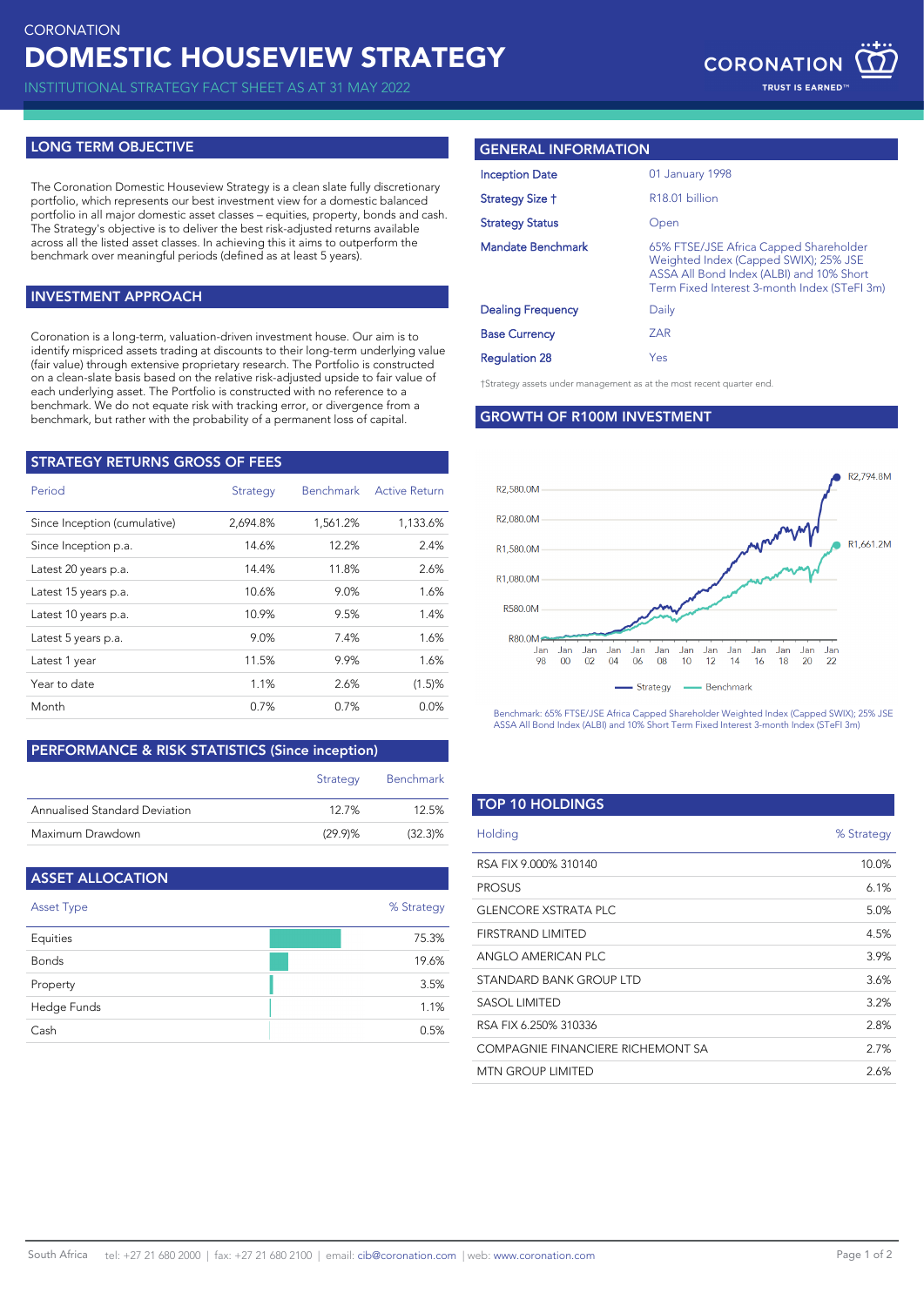CORONATION

# DOMESTIC HOUSEVIEW STRATEGY

INSTITUTIONAL STRATEGY FACT SHEET AS AT 31 MAY 2022

## LONG TERM OBJECTIVE

The Coronation Domestic Houseview Strategy is a clean slate fully discretionary portfolio, which represents our best investment view for a domestic balanced portfolio in all major domestic asset classes – equities, property, bonds and cash. The Strategy's objective is to deliver the best risk-adjusted returns available across all the listed asset classes. In achieving this it aims to outperform the benchmark over meaningful periods (defined as at least 5 years).

## INVESTMENT APPROACH

Coronation is a long-term, valuation-driven investment house. Our aim is to identify mispriced assets trading at discounts to their long-term underlying value (fair value) through extensive proprietary research. The Portfolio is constructed on a clean-slate basis based on the relative risk-adjusted upside to fair value of each underlying asset. The Portfolio is constructed with no reference to a benchmark. We do not equate risk with tracking error, or divergence from a benchmark, but rather with the probability of a permanent loss of capital.

## STRATEGY RETURNS GROSS OF FEES

| Period | Strategy | Benchmark | Active Return |
|---|---|---|---|
| Since Inception (cumulative) | 2,694.8% | 1,561.2% | 1,133.6% |
| Since Inception p.a. | 14.6% | 12.2% | 2.4% |
| Latest 20 years p.a. | 14.4% | 11.8% | 2.6% |
| Latest 15 years p.a. | 10.6% | 9.0% | 1.6% |
| Latest 10 years p.a. | 10.9% | 9.5% | 1.4% |
| Latest 5 years p.a. | 9.0% | 7.4% | 1.6% |
| Latest 1 year | 11.5% | 9.9% | 1.6% |
| Year to date | 1.1% | 2.6% | (1.5)% |
| Month | 0.7% | 0.7% | 0.0% |

## PERFORMANCE & RISK STATISTICS (Since inception)

| | Strategy | Benchmark |
|---|---|---|
| Annualised Standard Deviation | 12.7% | 12.5% |
| Maximum Drawdown | (29.9)% | (32.3)% |

## ASSET ALLOCATION

| Asset Type | % Strategy |
|---|---|
| Equities | 75.3% |
| Bonds | 19.6% |
| Property | 3.5% |
| Hedge Funds | 1.1% |
| Cash | 0.5% |

## GENERAL INFORMATION

| | |
|---|---|
| Inception Date | 01 January 1998 |
| Strategy Size † | R18.01 billion |
| Strategy Status | Open |
| Mandate Benchmark | 65% FTSE/JSE Africa Capped Shareholder Weighted Index (Capped SWIX); 25% JSE ASSA All Bond Index (ALBI) and 10% Short Term Fixed Interest 3-month Index (STeFI 3m) |
| Dealing Frequency | Daily |
| Base Currency | ZAR |
| Regulation 28 | Yes |

†Strategy assets under management as at the most recent quarter end.

## GROWTH OF R100M INVESTMENT

Strategy: R2,794.8M; Benchmark: R1,661.2M

Benchmark: 65% FTSE/JSE Africa Capped Shareholder Weighted Index (Capped SWIX); 25% JSE ASSA All Bond Index (ALBI) and 10% Short Term Fixed Interest 3-month Index (STeFI 3m)

## TOP 10 HOLDINGS

| Holding | % Strategy |
|---|---|
| RSA FIX 9.000% 310140 | 10.0% |
| PROSUS | 6.1% |
| GLENCORE XSTRATA PLC | 5.0% |
| FIRSTRAND LIMITED | 4.5% |
| ANGLO AMERICAN PLC | 3.9% |
| STANDARD BANK GROUP LTD | 3.6% |
| SASOL LIMITED | 3.2% |
| RSA FIX 6.250% 310336 | 2.8% |
| COMPAGNIE FINANCIERE RICHEMONT SA | 2.7% |
| MTN GROUP LIMITED | 2.6% |

South Africa tel: +27 21 680 2000 | fax: +27 21 680 2100 | email: cib@coronation.com | web: www.coronation.com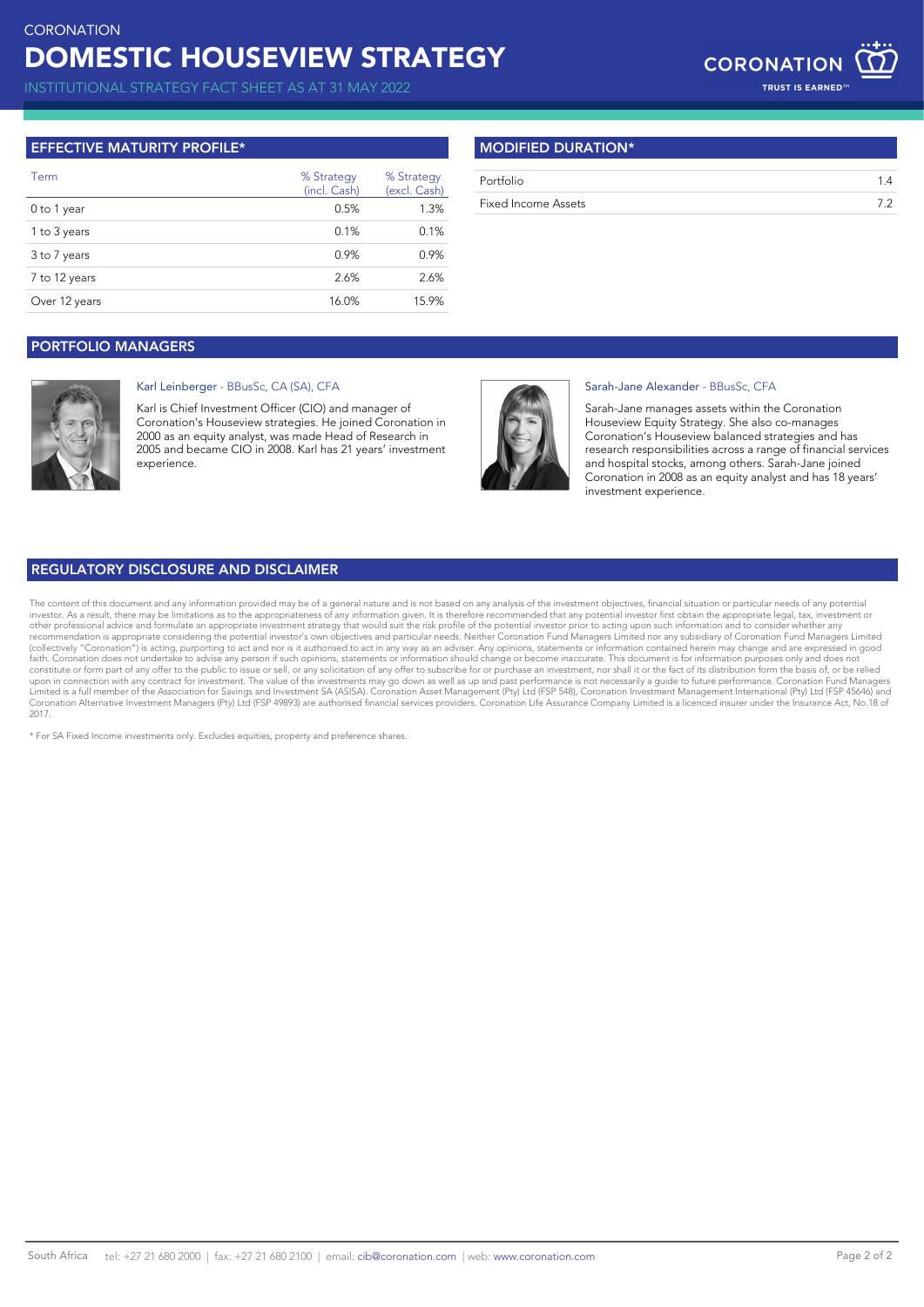CORONATION

# DOMESTIC HOUSEVIEW STRATEGY

INSTITUTIONAL STRATEGY FACT SHEET AS AT 31 MAY 2022

## EFFECTIVE MATURITY PROFILE*

| Term | % Strategy (incl. Cash) | % Strategy (excl. Cash) |
|---|---|---|
| 0 to 1 year | 0.5% | 1.3% |
| 1 to 3 years | 0.1% | 0.1% |
| 3 to 7 years | 0.9% | 0.9% |
| 7 to 12 years | 2.6% | 2.6% |
| Over 12 years | 16.0% | 15.9% |

## MODIFIED DURATION*

| | |
|---|---|
| Portfolio | 1.4 |
| Fixed Income Assets | 7.2 |

## PORTFOLIO MANAGERS

**Karl Leinberger** - BBusSc, CA (SA), CFA

Karl is Chief Investment Officer (CIO) and manager of Coronation's Houseview strategies. He joined Coronation in 2000 as an equity analyst, was made Head of Research in 2005 and became CIO in 2008. Karl has 21 years' investment experience.

**Sarah-Jane Alexander** - BBusSc, CFA

Sarah-Jane manages assets within the Coronation Houseview Equity Strategy. She also co-manages Coronation's Houseview balanced strategies and has research responsibilities across a range of financial services and hospital stocks, among others. Sarah-Jane joined Coronation in 2008 as an equity analyst and has 18 years' investment experience.

## REGULATORY DISCLOSURE AND DISCLAIMER

The content of this document and any information provided may be of a general nature and is not based on any analysis of the investment objectives, financial situation or particular needs of any potential investor. As a result, there may be limitations as to the appropriateness of any information given. It is therefore recommended that any potential investor first obtain the appropriate legal, tax, investment or other professional advice and formulate an appropriate investment strategy that would suit the risk profile of the potential investor prior to acting upon such information and to consider whether any recommendation is appropriate considering the potential investor's own objectives and particular needs. Neither Coronation Fund Managers Limited nor any subsidiary of Coronation Fund Managers Limited (collectively "Coronation") is acting, purporting to act and nor is it authorised to act in any way as an adviser. Any opinions, statements or information contained herein may change and are expressed in good faith. Coronation does not undertake to advise any person if such opinions, statements or information should change or become inaccurate. This document is for information purposes only and does not constitute or form part of any offer to the public to issue or sell, or any solicitation of any offer to subscribe for or purchase an investment, nor shall it or the fact of its distribution form the basis of, or be relied upon in connection with any contract for investment. The value of the investments may go down as well as up and past performance is not necessarily a guide to future performance. Coronation Fund Managers Limited is a full member of the Association for Savings and Investment SA (ASISA). Coronation Asset Management (Pty) Ltd (FSP 548), Coronation Investment Management International (Pty) Ltd (FSP 45646) and Coronation Alternative Investment Managers (Pty) Ltd (FSP 49893) are authorised financial services providers. Coronation Life Assurance Company Limited is a licenced insurer under the Insurance Act, No.18 of 2017.

* For SA Fixed Income investments only. Excludes equities, property and preference shares.

South Africa tel: +27 21 680 2000 | fax: +27 21 680 2100 | email: cib@coronation.com | web: www.coronation.com